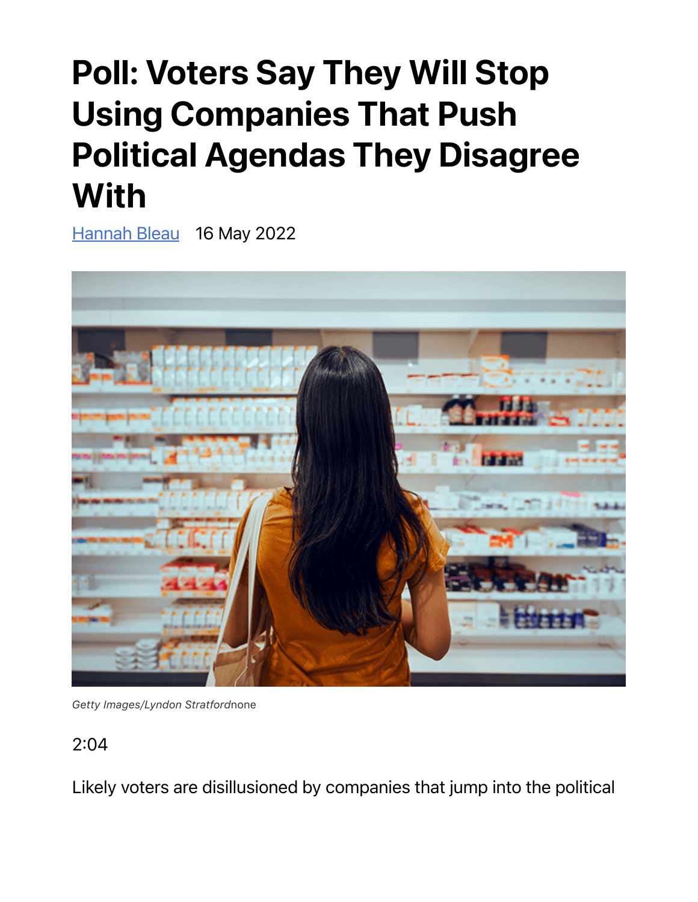# Poll: Voters Say They Will Stop Using Companies That Push Political Agendas They Disagree With

[Hannah Bleau](#) 16 May 2022

Getty Images/Lyndon Stratfordnone

2:04

Likely voters are disillusioned by companies that jump into the political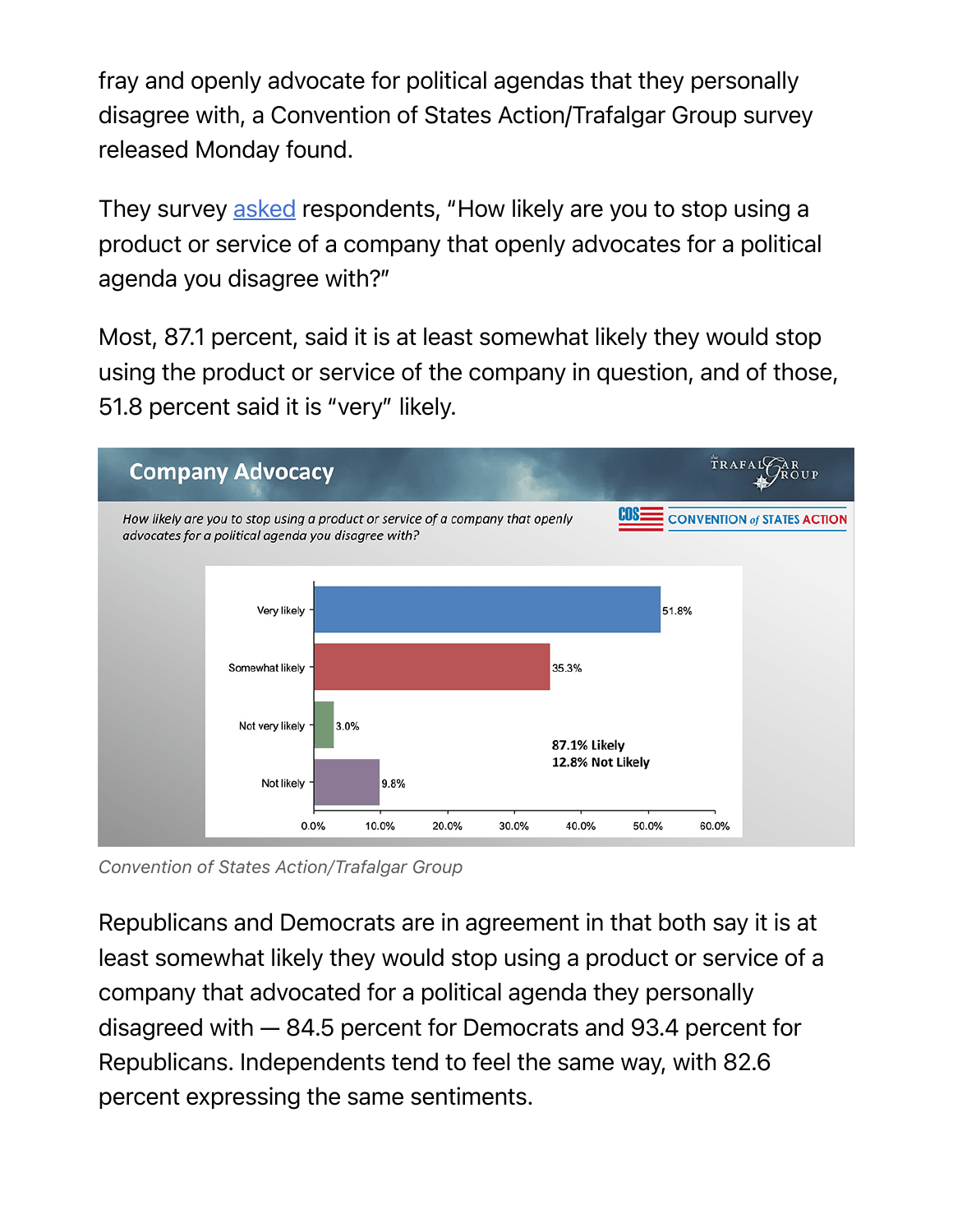fray and openly advocate for political agendas that they personally disagree with, a Convention of States Action/Trafalgar Group survey released Monday found.

They survey asked respondents, "How likely are you to stop using a product or service of a company that openly advocates for a political agenda you disagree with?"

Most, 87.1 percent, said it is at least somewhat likely they would stop using the product or service of the company in question, and of those, 51.8 percent said it is "very" likely.

**Company Advocacy**

*How likely are you to stop using a product or service of a company that openly advocates for a political agenda you disagree with?*

| Response | Percent |
| --- | --- |
| Very likely | 51.8% |
| Somewhat likely | 35.3% |
| Not very likely | 3.0% |
| Not likely | 9.8% |

87.1% Likely
12.8% Not Likely

Convention of States Action/Trafalgar Group

Republicans and Democrats are in agreement in that both say it is at least somewhat likely they would stop using a product or service of a company that advocated for a political agenda they personally disagreed with — 84.5 percent for Democrats and 93.4 percent for Republicans. Independents tend to feel the same way, with 82.6 percent expressing the same sentiments.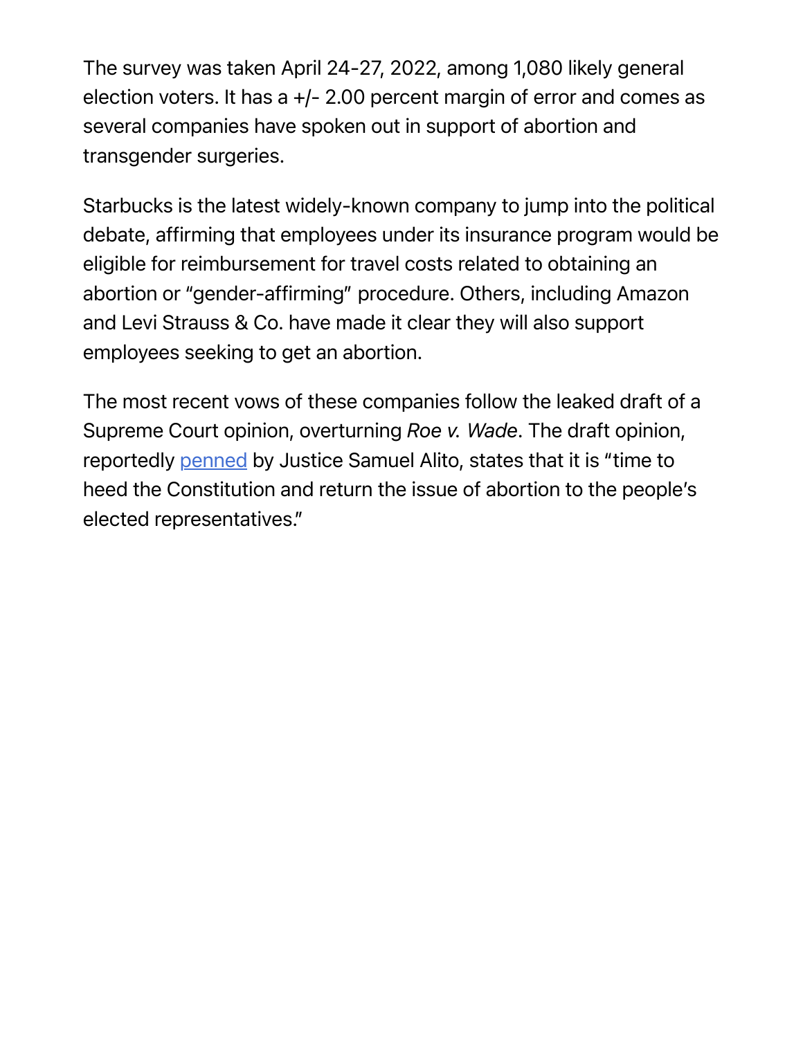The survey was taken April 24-27, 2022, among 1,080 likely general election voters. It has a +/- 2.00 percent margin of error and comes as several companies have spoken out in support of abortion and transgender surgeries.

Starbucks is the latest widely-known company to jump into the political debate, affirming that employees under its insurance program would be eligible for reimbursement for travel costs related to obtaining an abortion or "gender-affirming" procedure. Others, including Amazon and Levi Strauss & Co. have made it clear they will also support employees seeking to get an abortion.

The most recent vows of these companies follow the leaked draft of a Supreme Court opinion, overturning *Roe v. Wade*. The draft opinion, reportedly penned by Justice Samuel Alito, states that it is "time to heed the Constitution and return the issue of abortion to the people's elected representatives."